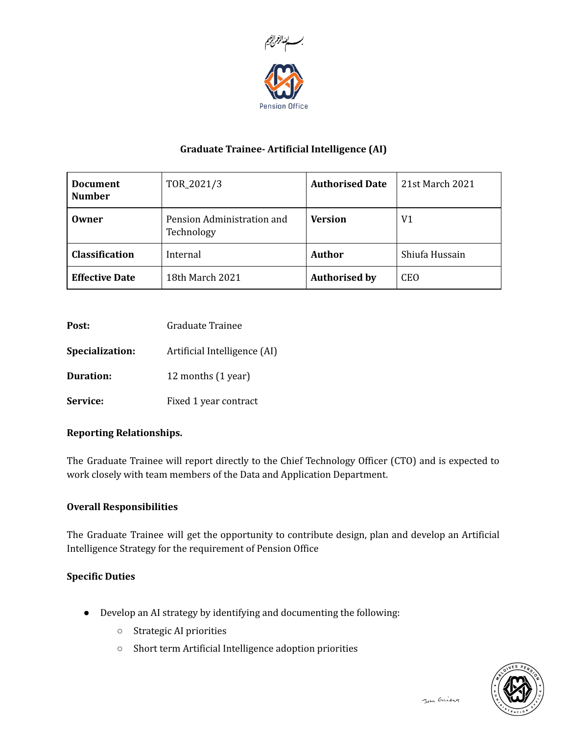بسم الله الرحمن الرحيم

Pension Office

# Graduate Trainee- Artificial Intelligence (AI)

| **Document Number** | TOR_2021/3 | **Authorised Date** | 21st March 2021 |
|---|---|---|---|
| **Owner** | Pension Administration and Technology | **Version** | V1 |
| **Classification** | Internal | **Author** | Shiufa Hussain |
| **Effective Date** | 18th March 2021 | **Authorised by** | CEO |

**Post:** Graduate Trainee

**Specialization:** Artificial Intelligence (AI)

**Duration:** 12 months (1 year)

**Service:** Fixed 1 year contract

## Reporting Relationships.

The Graduate Trainee will report directly to the Chief Technology Officer (CTO) and is expected to work closely with team members of the Data and Application Department.

## Overall Responsibilities

The Graduate Trainee will get the opportunity to contribute design, plan and develop an Artificial Intelligence Strategy for the requirement of Pension Office

## Specific Duties

- Develop an AI strategy by identifying and documenting the following:
  - Strategic AI priorities
  - Short term Artificial Intelligence adoption priorities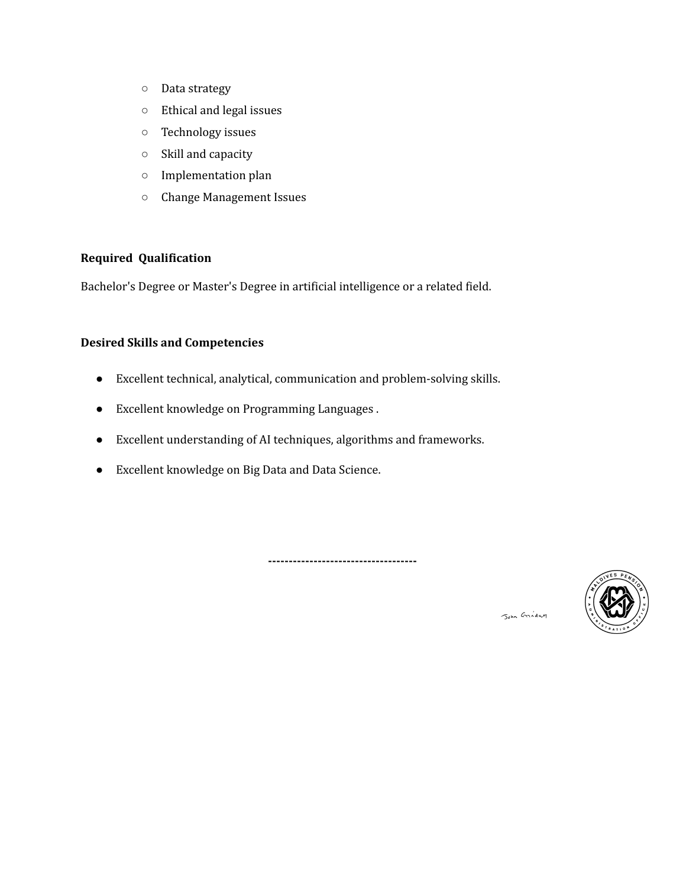- Data strategy
- Ethical and legal issues
- Technology issues
- Skill and capacity
- Implementation plan
- Change Management Issues

**Required Qualification**

Bachelor's Degree or Master's Degree in artificial intelligence or a related field.

**Desired Skills and Competencies**

- Excellent technical, analytical, communication and problem-solving skills.
- Excellent knowledge on Programming Languages .
- Excellent understanding of AI techniques, algorithms and frameworks.
- Excellent knowledge on Big Data and Data Science.

------------------------------------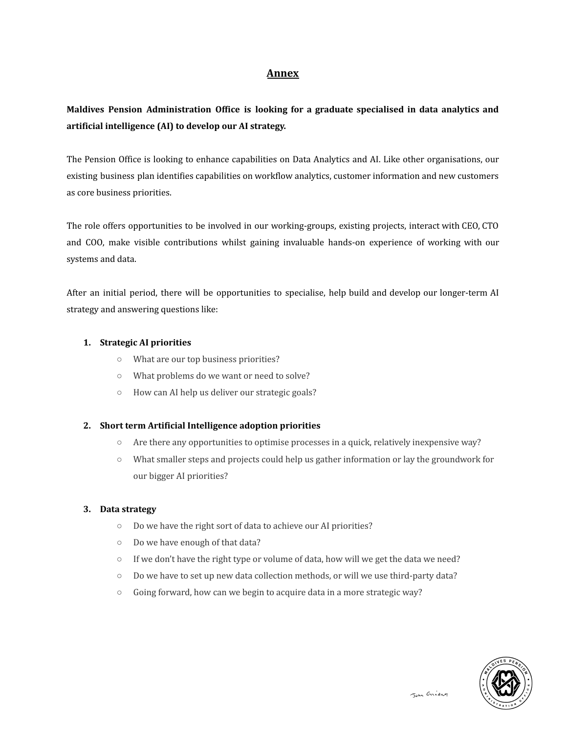# Annex

**Maldives Pension Administration Office is looking for a graduate specialised in data analytics and artificial intelligence (AI) to develop our AI strategy.**

The Pension Office is looking to enhance capabilities on Data Analytics and AI. Like other organisations, our existing business plan identifies capabilities on workflow analytics, customer information and new customers as core business priorities.

The role offers opportunities to be involved in our working-groups, existing projects, interact with CEO, CTO and COO, make visible contributions whilst gaining invaluable hands-on experience of working with our systems and data.

After an initial period, there will be opportunities to specialise, help build and develop our longer-term AI strategy and answering questions like:

1. **Strategic AI priorities**
   - What are our top business priorities?
   - What problems do we want or need to solve?
   - How can AI help us deliver our strategic goals?

2. **Short term Artificial Intelligence adoption priorities**
   - Are there any opportunities to optimise processes in a quick, relatively inexpensive way?
   - What smaller steps and projects could help us gather information or lay the groundwork for our bigger AI priorities?

3. **Data strategy**
   - Do we have the right sort of data to achieve our AI priorities?
   - Do we have enough of that data?
   - If we don't have the right type or volume of data, how will we get the data we need?
   - Do we have to set up new data collection methods, or will we use third-party data?
   - Going forward, how can we begin to acquire data in a more strategic way?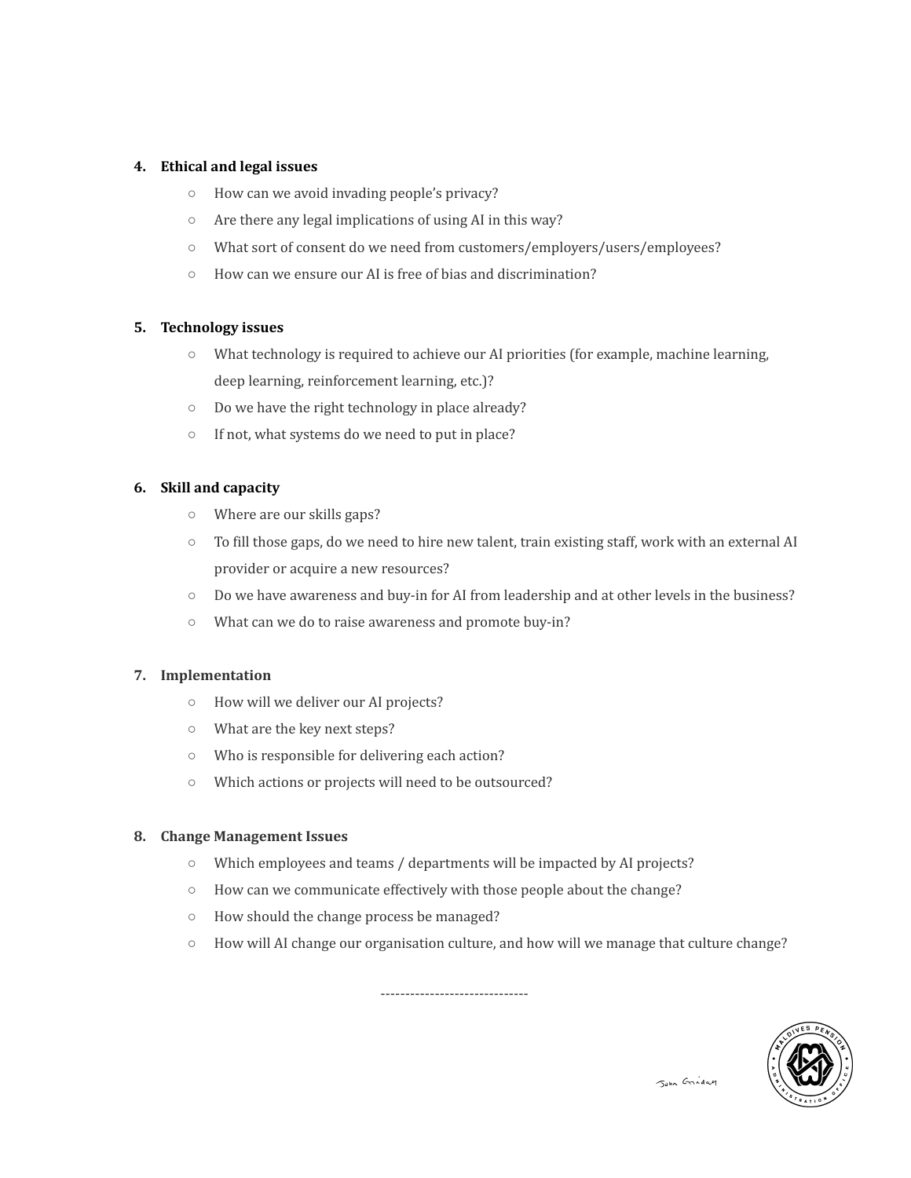4. **Ethical and legal issues**
    - How can we avoid invading people's privacy?
    - Are there any legal implications of using AI in this way?
    - What sort of consent do we need from customers/employers/users/employees?
    - How can we ensure our AI is free of bias and discrimination?

5. **Technology issues**
    - What technology is required to achieve our AI priorities (for example, machine learning, deep learning, reinforcement learning, etc.)?
    - Do we have the right technology in place already?
    - If not, what systems do we need to put in place?

6. **Skill and capacity**
    - Where are our skills gaps?
    - To fill those gaps, do we need to hire new talent, train existing staff, work with an external AI provider or acquire a new resources?
    - Do we have awareness and buy-in for AI from leadership and at other levels in the business?
    - What can we do to raise awareness and promote buy-in?

7. **Implementation**
    - How will we deliver our AI projects?
    - What are the key next steps?
    - Who is responsible for delivering each action?
    - Which actions or projects will need to be outsourced?

8. **Change Management Issues**
    - Which employees and teams / departments will be impacted by AI projects?
    - How can we communicate effectively with those people about the change?
    - How should the change process be managed?
    - How will AI change our organisation culture, and how will we manage that culture change?

------------------------------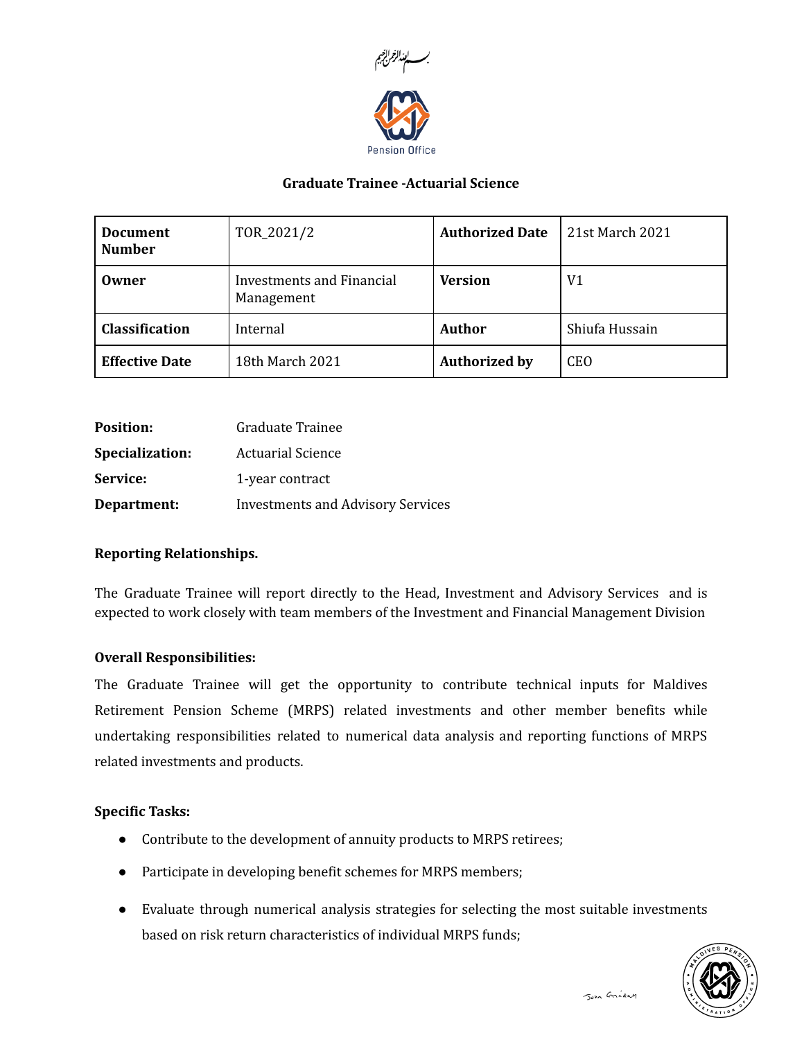بسم الله الرحمن الرحيم

Pension Office

**Graduate Trainee -Actuarial Science**

| **Document Number** | TOR_2021/2 | **Authorized Date** | 21st March 2021 |
|---|---|---|---|
| **Owner** | Investments and Financial Management | **Version** | V1 |
| **Classification** | Internal | **Author** | Shiufa Hussain |
| **Effective Date** | 18th March 2021 | **Authorized by** | CEO |

| | |
|---|---|
| **Position:** | Graduate Trainee |
| **Specialization:** | Actuarial Science |
| **Service:** | 1-year contract |
| **Department:** | Investments and Advisory Services |

**Reporting Relationships.**

The Graduate Trainee will report directly to the Head, Investment and Advisory Services and is expected to work closely with team members of the Investment and Financial Management Division

**Overall Responsibilities:**

The Graduate Trainee will get the opportunity to contribute technical inputs for Maldives Retirement Pension Scheme (MRPS) related investments and other member benefits while undertaking responsibilities related to numerical data analysis and reporting functions of MRPS related investments and products.

**Specific Tasks:**

- Contribute to the development of annuity products to MRPS retirees;
- Participate in developing benefit schemes for MRPS members;
- Evaluate through numerical analysis strategies for selecting the most suitable investments based on risk return characteristics of individual MRPS funds;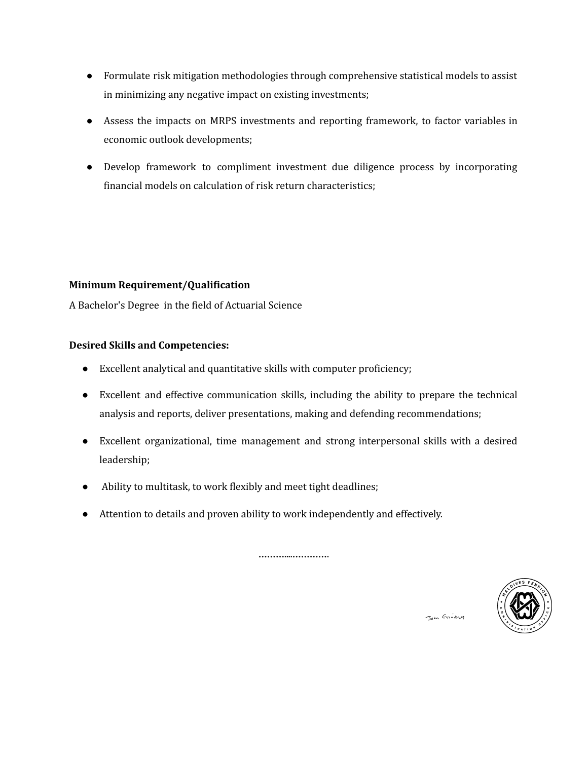- Formulate risk mitigation methodologies through comprehensive statistical models to assist in minimizing any negative impact on existing investments;
- Assess the impacts on MRPS investments and reporting framework, to factor variables in economic outlook developments;
- Develop framework to compliment investment due diligence process by incorporating financial models on calculation of risk return characteristics;

**Minimum Requirement/Qualification**

A Bachelor's Degree in the field of Actuarial Science

**Desired Skills and Competencies:**

- Excellent analytical and quantitative skills with computer proficiency;
- Excellent and effective communication skills, including the ability to prepare the technical analysis and reports, deliver presentations, making and defending recommendations;
- Excellent organizational, time management and strong interpersonal skills with a desired leadership;
- Ability to multitask, to work flexibly and meet tight deadlines;
- Attention to details and proven ability to work independently and effectively.

……….....………..